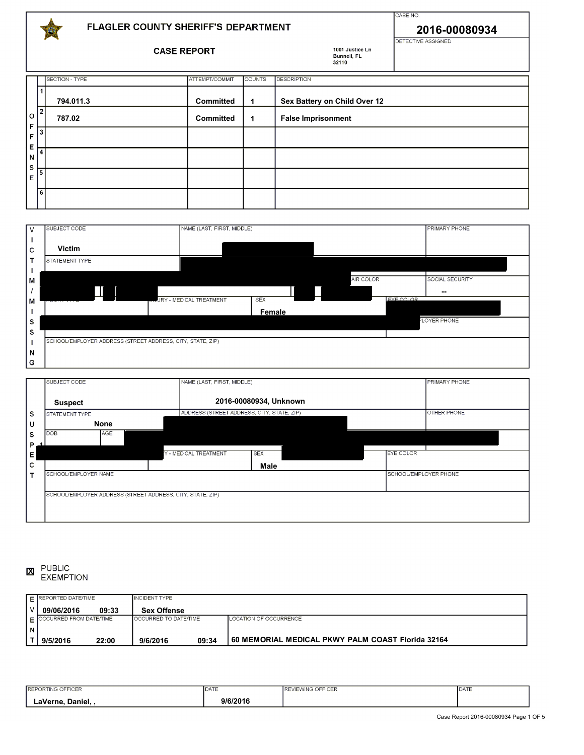# FLAGLER COUNTY SHERIFF'S DEPARTMENT

## CASE REPORT

1001 Justice Ln
Bunnell, FL
32110

**CASE NO.** 2016-00080934

**DETECTIVE ASSIGNED**

## OFFENSE

| # | SECTION - TYPE | ATTEMPT/COMMIT | COUNTS | DESCRIPTION |
|---|---|---|---|---|
| 1 | 794.011.3 | Committed | 1 | Sex Battery on Child Over 12 |
| 2 | 787.02 | Committed | 1 | False Imprisonment |
| 3 | | | | |
| 4 | | | | |
| 5 | | | | |
| 6 | | | | |

## VICTIM / MISSING

| SUBJECT CODE | NAME (LAST, FIRST, MIDDLE) | PRIMARY PHONE |
|---|---|---|
| Victim | [REDACTED] | |

| STATEMENT TYPE | |
|---|---|
| [REDACTED] | |

| | HAIR COLOR | SOCIAL SECURITY |
|---|---|---|
| [REDACTED] | [REDACTED] | -- |

| INJURY TYPE | INJURY - MEDICAL TREATMENT | SEX | EYE COLOR |
|---|---|---|---|
| [REDACTED] | | Female | [REDACTED] |

| SCHOOL/EMPLOYER NAME | SCHOOL/EMPLOYER PHONE |
|---|---|
| [REDACTED] | |

SCHOOL/EMPLOYER ADDRESS (STREET ADDRESS, CITY, STATE, ZIP):

## SUSPECT

| SUBJECT CODE | NAME (LAST, FIRST, MIDDLE) | PRIMARY PHONE |
|---|---|---|
| Suspect | 2016-00080934, Unknown | |

| STATEMENT TYPE | ADDRESS (STREET ADDRESS, CITY, STATE, ZIP) | OTHER PHONE |
|---|---|---|
| None | [REDACTED] | |

| DOB | AGE | |
|---|---|---|
| | | [REDACTED] |

| INJURY TYPE | INJURY - MEDICAL TREATMENT | SEX | | EYE COLOR |
|---|---|---|---|---|
| [REDACTED] | | Male | [REDACTED] | |

| SCHOOL/EMPLOYER NAME | SCHOOL/EMPLOYER PHONE |
|---|---|
| | |

SCHOOL/EMPLOYER ADDRESS (STREET ADDRESS, CITY, STATE, ZIP):

☒ PUBLIC EXEMPTION

## EVENT

| REPORTED DATE/TIME | | INCIDENT TYPE | |
|---|---|---|---|
| 09/06/2016 | 09:33 | Sex Offense | |

| OCCURRED FROM DATE/TIME | | OCCURRED TO DATE/TIME | | LOCATION OF OCCURRENCE |
|---|---|---|---|---|
| 9/5/2016 | 22:00 | 9/6/2016 | 09:34 | 60 MEMORIAL MEDICAL PKWY PALM COAST Florida 32164 |

| REPORTING OFFICER | DATE | REVIEWING OFFICER | DATE |
|---|---|---|---|
| LaVerne, Daniel, , | 9/6/2016 | | |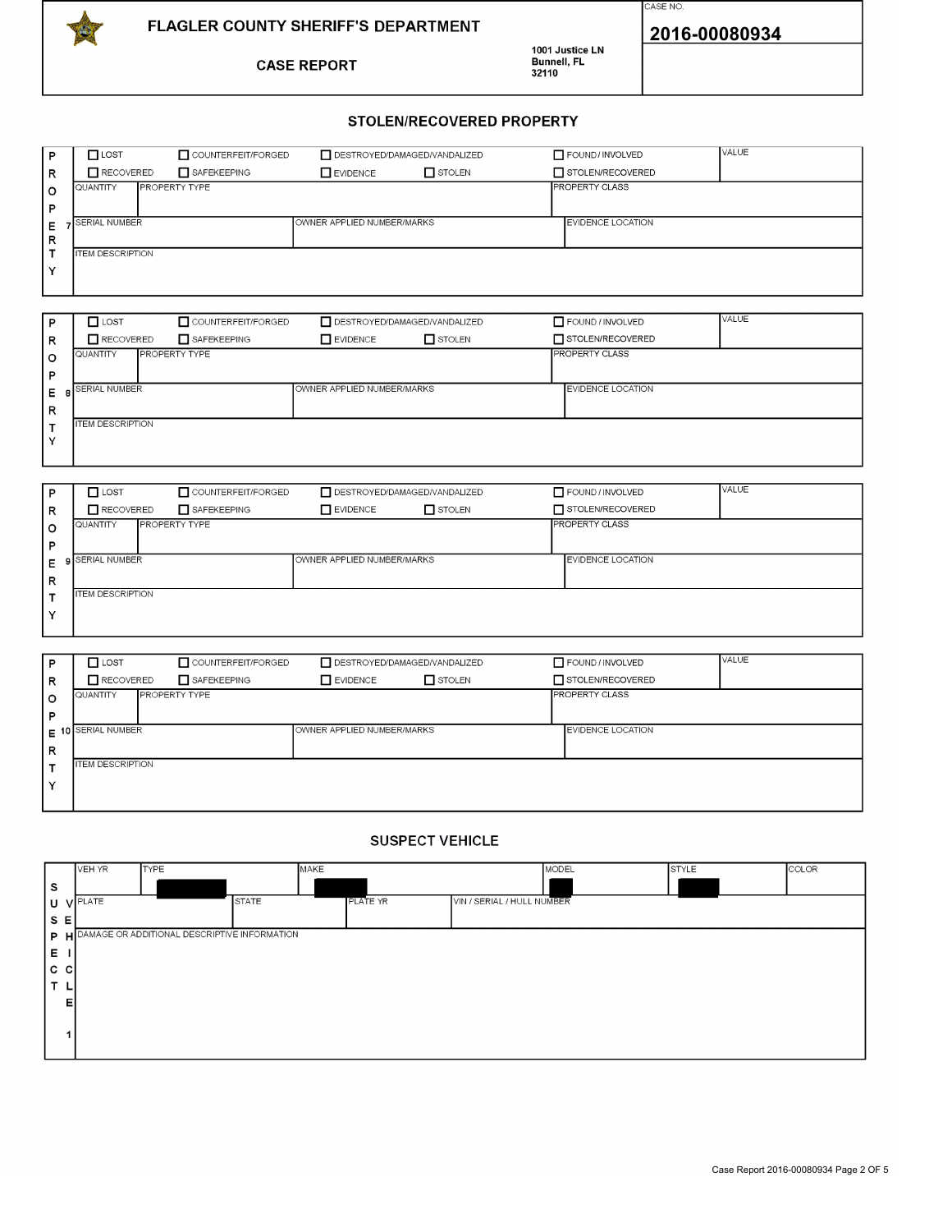# FLAGLER COUNTY SHERIFF'S DEPARTMENT

## CASE REPORT

1001 Justice LN
Bunnell, FL
32110

CASE NO.
**2016-00080934**

## STOLEN/RECOVERED PROPERTY

**PROPERTY 7**

| ☐ LOST | ☐ COUNTERFEIT/FORGED | ☐ DESTROYED/DAMAGED/VANDALIZED | | ☐ FOUND / INVOLVED | VALUE |
|---|---|---|---|---|---|
| ☐ RECOVERED | ☐ SAFEKEEPING | ☐ EVIDENCE | ☐ STOLEN | ☐ STOLEN/RECOVERED | |

| QUANTITY | PROPERTY TYPE | PROPERTY CLASS |
|---|---|---|
| | | |

| SERIAL NUMBER | OWNER APPLIED NUMBER/MARKS | EVIDENCE LOCATION |
|---|---|---|
| | | |

ITEM DESCRIPTION

**PROPERTY 8**

| ☐ LOST | ☐ COUNTERFEIT/FORGED | ☐ DESTROYED/DAMAGED/VANDALIZED | | ☐ FOUND / INVOLVED | VALUE |
|---|---|---|---|---|---|
| ☐ RECOVERED | ☐ SAFEKEEPING | ☐ EVIDENCE | ☐ STOLEN | ☐ STOLEN/RECOVERED | |

| QUANTITY | PROPERTY TYPE | PROPERTY CLASS |
|---|---|---|
| | | |

| SERIAL NUMBER | OWNER APPLIED NUMBER/MARKS | EVIDENCE LOCATION |
|---|---|---|
| | | |

ITEM DESCRIPTION

**PROPERTY 9**

| ☐ LOST | ☐ COUNTERFEIT/FORGED | ☐ DESTROYED/DAMAGED/VANDALIZED | | ☐ FOUND / INVOLVED | VALUE |
|---|---|---|---|---|---|
| ☐ RECOVERED | ☐ SAFEKEEPING | ☐ EVIDENCE | ☐ STOLEN | ☐ STOLEN/RECOVERED | |

| QUANTITY | PROPERTY TYPE | PROPERTY CLASS |
|---|---|---|
| | | |

| SERIAL NUMBER | OWNER APPLIED NUMBER/MARKS | EVIDENCE LOCATION |
|---|---|---|
| | | |

ITEM DESCRIPTION

**PROPERTY 10**

| ☐ LOST | ☐ COUNTERFEIT/FORGED | ☐ DESTROYED/DAMAGED/VANDALIZED | | ☐ FOUND / INVOLVED | VALUE |
|---|---|---|---|---|---|
| ☐ RECOVERED | ☐ SAFEKEEPING | ☐ EVIDENCE | ☐ STOLEN | ☐ STOLEN/RECOVERED | |

| QUANTITY | PROPERTY TYPE | PROPERTY CLASS |
|---|---|---|
| | | |

| SERIAL NUMBER | OWNER APPLIED NUMBER/MARKS | EVIDENCE LOCATION |
|---|---|---|
| | | |

ITEM DESCRIPTION

## SUSPECT VEHICLE

**SUSPECT VEHICLE 1**

| VEH YR | TYPE | MAKE | MODEL | STYLE | COLOR |
|---|---|---|---|---|---|
| | [REDACTED] | [REDACTED] | [REDACTED] | [REDACTED] | |

| PLATE | STATE | PLATE YR | VIN / SERIAL / HULL NUMBER |
|---|---|---|---|
| | | | |

DAMAGE OR ADDITIONAL DESCRIPTIVE INFORMATION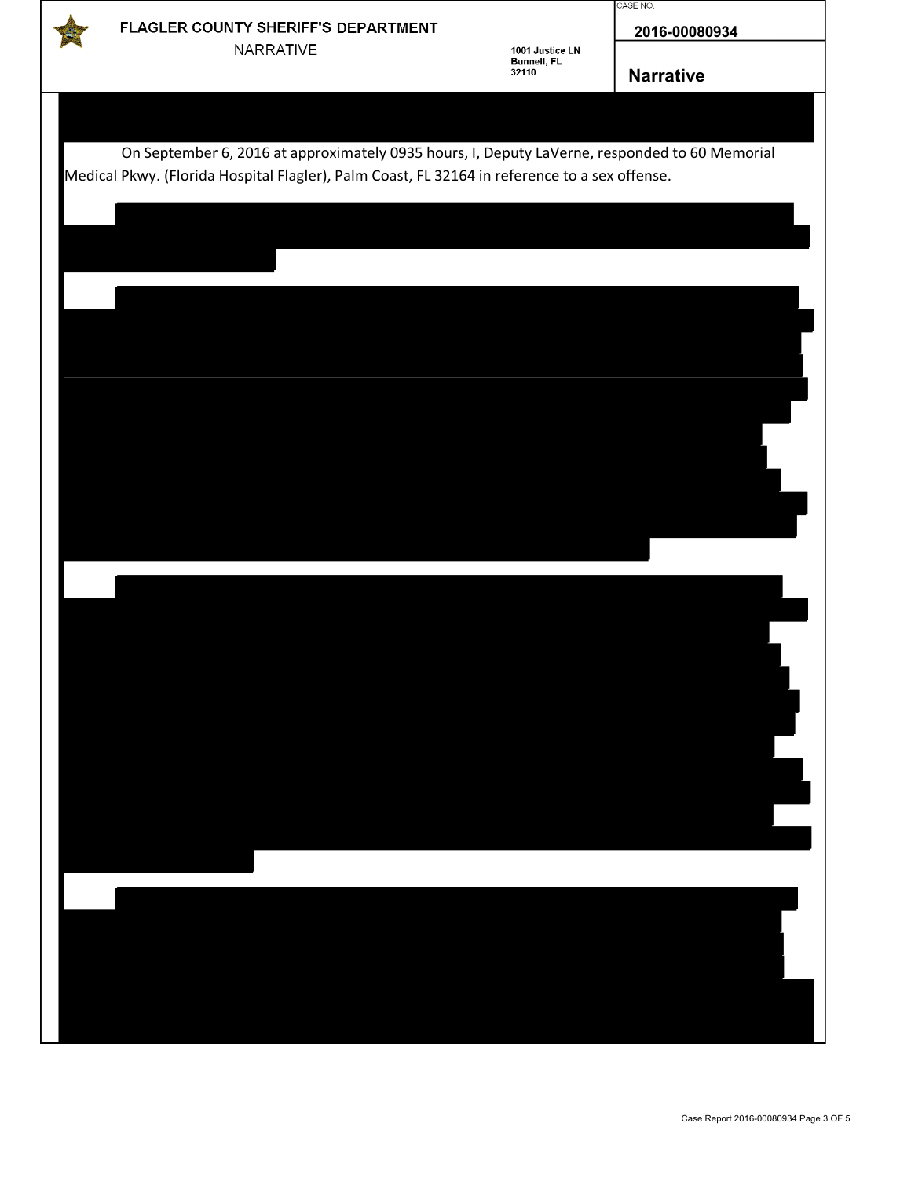FLAGLER COUNTY SHERIFF'S DEPARTMENT

NARRATIVE

1001 Justice LN
Bunnell, FL
32110

CASE NO.
**2016-00080934**

**Narrative**

On September 6, 2016 at approximately 0935 hours, I, Deputy LaVerne, responded to 60 Memorial Medical Pkwy. (Florida Hospital Flagler), Palm Coast, FL 32164 in reference to a sex offense.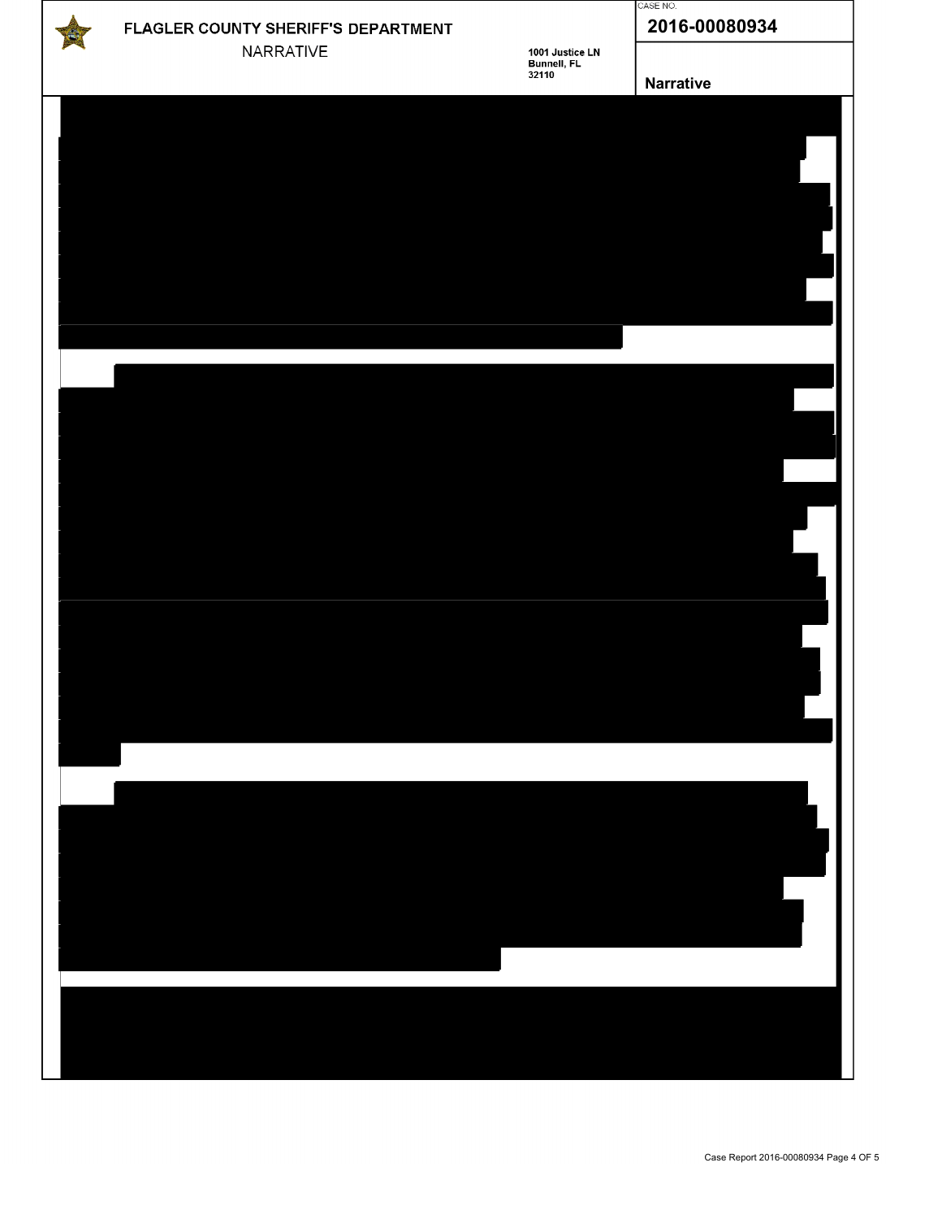FLAGLER COUNTY SHERIFF'S DEPARTMENT

NARRATIVE

1001 Justice LN
Bunnell, FL
32110

CASE NO.
**2016-00080934**

**Narrative**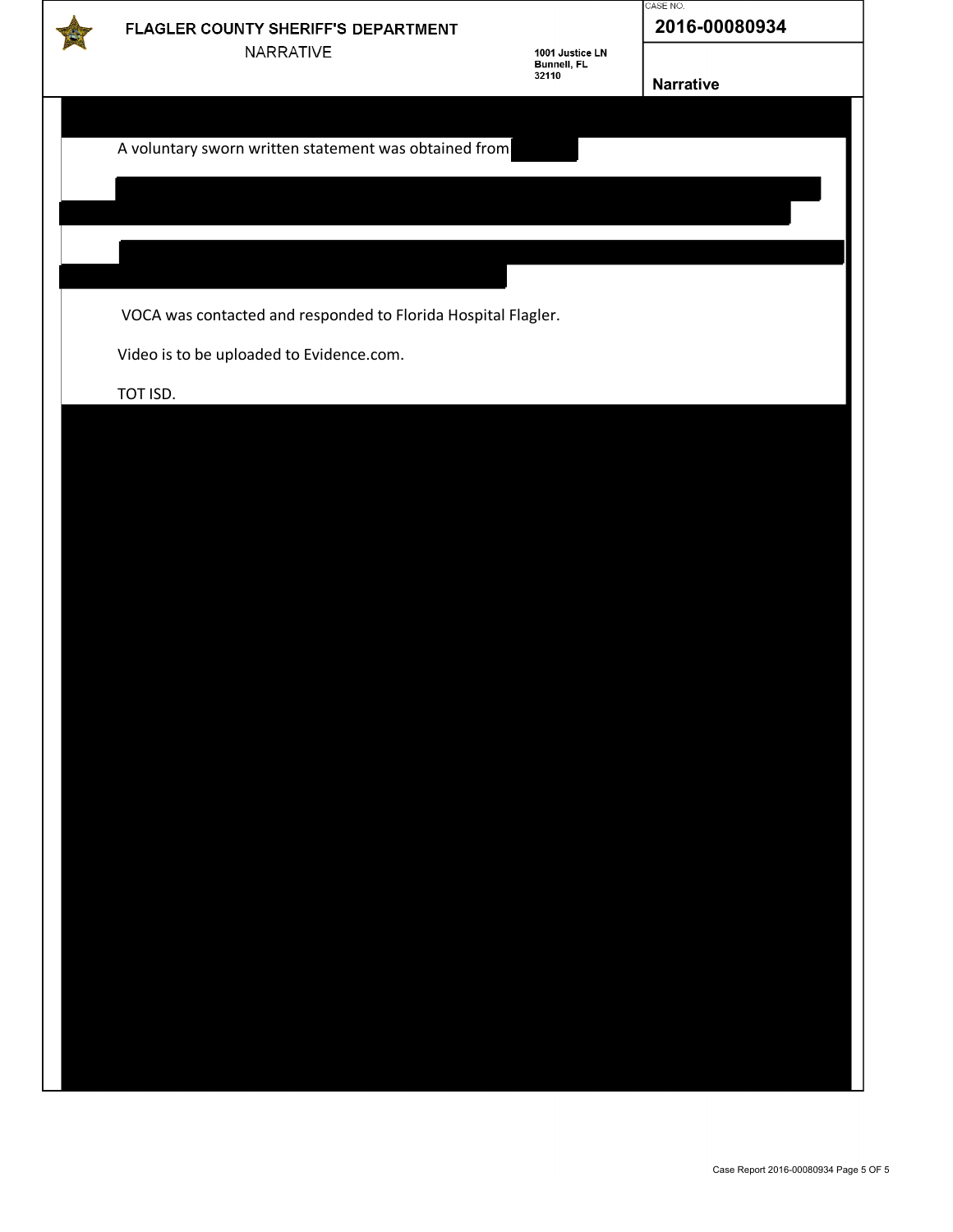FLAGLER COUNTY SHERIFF'S DEPARTMENT

NARRATIVE

1001 Justice LN
Bunnell, FL
32110

CASE NO. 2016-00080934

Narrative

A voluntary sworn written statement was obtained from

VOCA was contacted and responded to Florida Hospital Flagler.

Video is to be uploaded to Evidence.com.

TOT ISD.